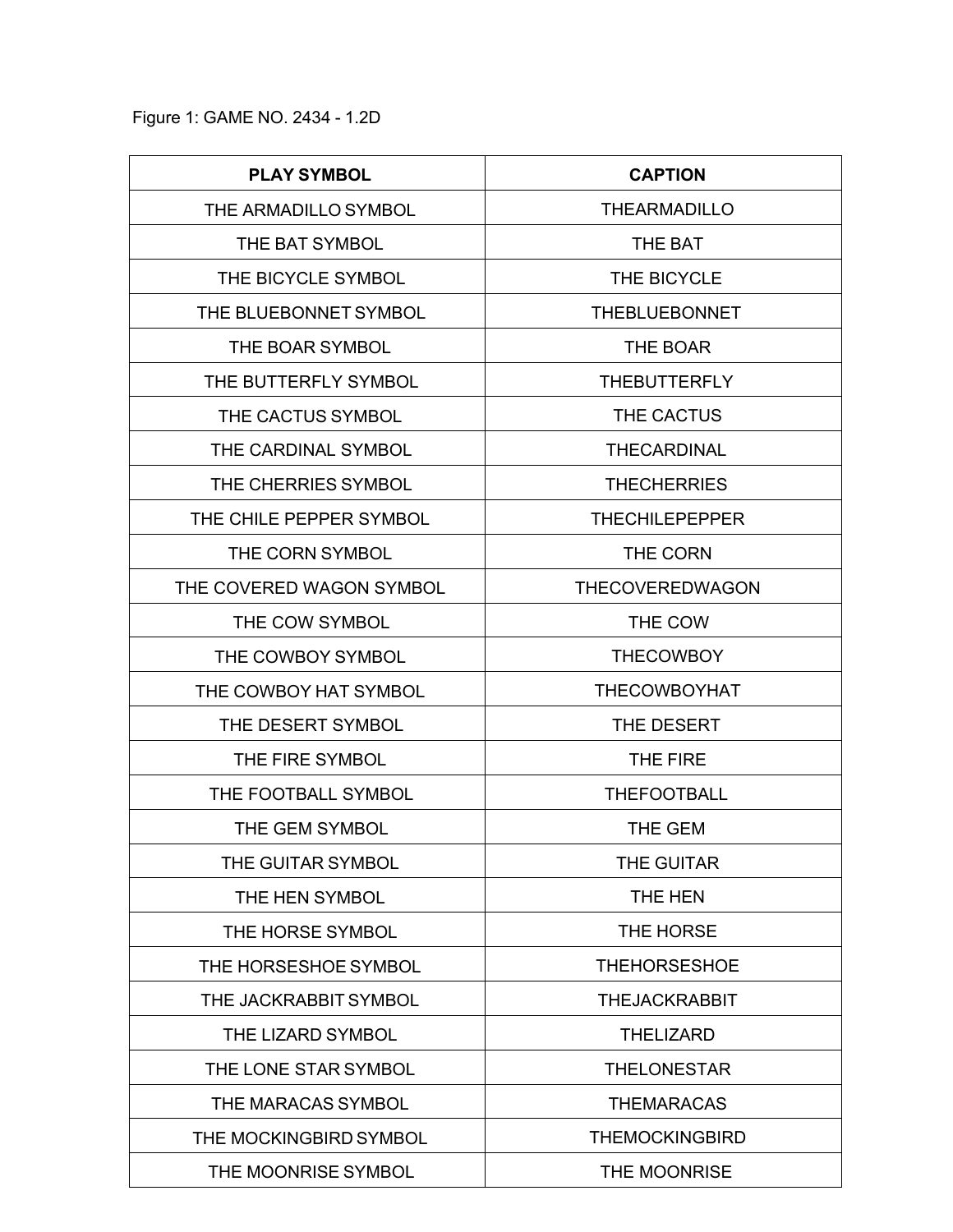Figure 1: GAME NO. 2434 - 1.2D

| PLAY SYMBOL | CAPTION |
|---|---|
| THE ARMADILLO SYMBOL | THEARMADILLO |
| THE BAT SYMBOL | THE BAT |
| THE BICYCLE SYMBOL | THE BICYCLE |
| THE BLUEBONNET SYMBOL | THEBLUEBONNET |
| THE BOAR SYMBOL | THE BOAR |
| THE BUTTERFLY SYMBOL | THEBUTTERFLY |
| THE CACTUS SYMBOL | THE CACTUS |
| THE CARDINAL SYMBOL | THECARDINAL |
| THE CHERRIES SYMBOL | THECHERRIES |
| THE CHILE PEPPER SYMBOL | THECHILEPEPPER |
| THE CORN SYMBOL | THE CORN |
| THE COVERED WAGON SYMBOL | THECOVEREDWAGON |
| THE COW SYMBOL | THE COW |
| THE COWBOY SYMBOL | THECOWBOY |
| THE COWBOY HAT SYMBOL | THECOWBOYHAT |
| THE DESERT SYMBOL | THE DESERT |
| THE FIRE SYMBOL | THE FIRE |
| THE FOOTBALL SYMBOL | THEFOOTBALL |
| THE GEM SYMBOL | THE GEM |
| THE GUITAR SYMBOL | THE GUITAR |
| THE HEN SYMBOL | THE HEN |
| THE HORSE SYMBOL | THE HORSE |
| THE HORSESHOE SYMBOL | THEHORSESHOE |
| THE JACKRABBIT SYMBOL | THEJACKRABBIT |
| THE LIZARD SYMBOL | THELIZARD |
| THE LONE STAR SYMBOL | THELONESTAR |
| THE MARACAS SYMBOL | THEMARACAS |
| THE MOCKINGBIRD SYMBOL | THEMOCKINGBIRD |
| THE MOONRISE SYMBOL | THE MOONRISE |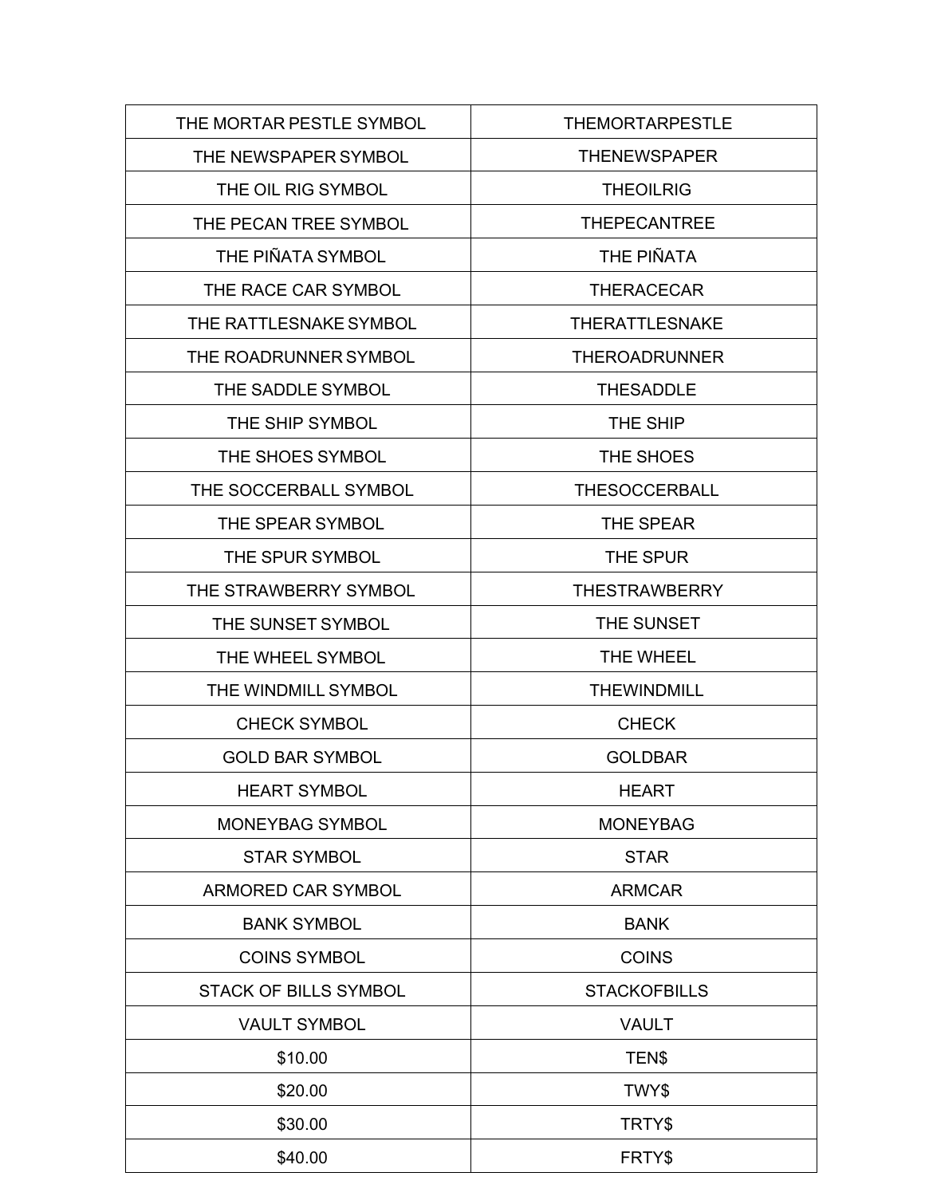| THE MORTAR PESTLE SYMBOL | THEMORTARPESTLE |
| --- | --- |
| THE NEWSPAPER SYMBOL | THENEWSPAPER |
| THE OIL RIG SYMBOL | THEOILRIG |
| THE PECAN TREE SYMBOL | THEPECANTREE |
| THE PIÑATA SYMBOL | THE PIÑATA |
| THE RACE CAR SYMBOL | THERACECAR |
| THE RATTLESNAKE SYMBOL | THERATTLESNAKE |
| THE ROADRUNNER SYMBOL | THEROADRUNNER |
| THE SADDLE SYMBOL | THESADDLE |
| THE SHIP SYMBOL | THE SHIP |
| THE SHOES SYMBOL | THE SHOES |
| THE SOCCERBALL SYMBOL | THESOCCERBALL |
| THE SPEAR SYMBOL | THE SPEAR |
| THE SPUR SYMBOL | THE SPUR |
| THE STRAWBERRY SYMBOL | THESTRAWBERRY |
| THE SUNSET SYMBOL | THE SUNSET |
| THE WHEEL SYMBOL | THE WHEEL |
| THE WINDMILL SYMBOL | THEWINDMILL |
| CHECK SYMBOL | CHECK |
| GOLD BAR SYMBOL | GOLDBAR |
| HEART SYMBOL | HEART |
| MONEYBAG SYMBOL | MONEYBAG |
| STAR SYMBOL | STAR |
| ARMORED CAR SYMBOL | ARMCAR |
| BANK SYMBOL | BANK |
| COINS SYMBOL | COINS |
| STACK OF BILLS SYMBOL | STACKOFBILLS |
| VAULT SYMBOL | VAULT |
| $10.00 | TEN$ |
| $20.00 | TWY$ |
| $30.00 | TRTY$ |
| $40.00 | FRTY$ |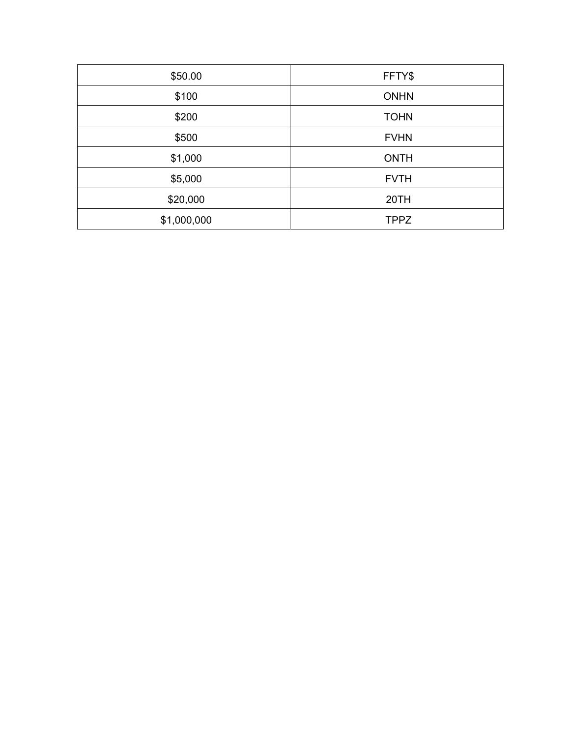| | |
|---|---|
| $50.00 | FFTY$ |
| $100 | ONHN |
| $200 | TOHN |
| $500 | FVHN |
| $1,000 | ONTH |
| $5,000 | FVTH |
| $20,000 | 20TH |
| $1,000,000 | TPPZ |